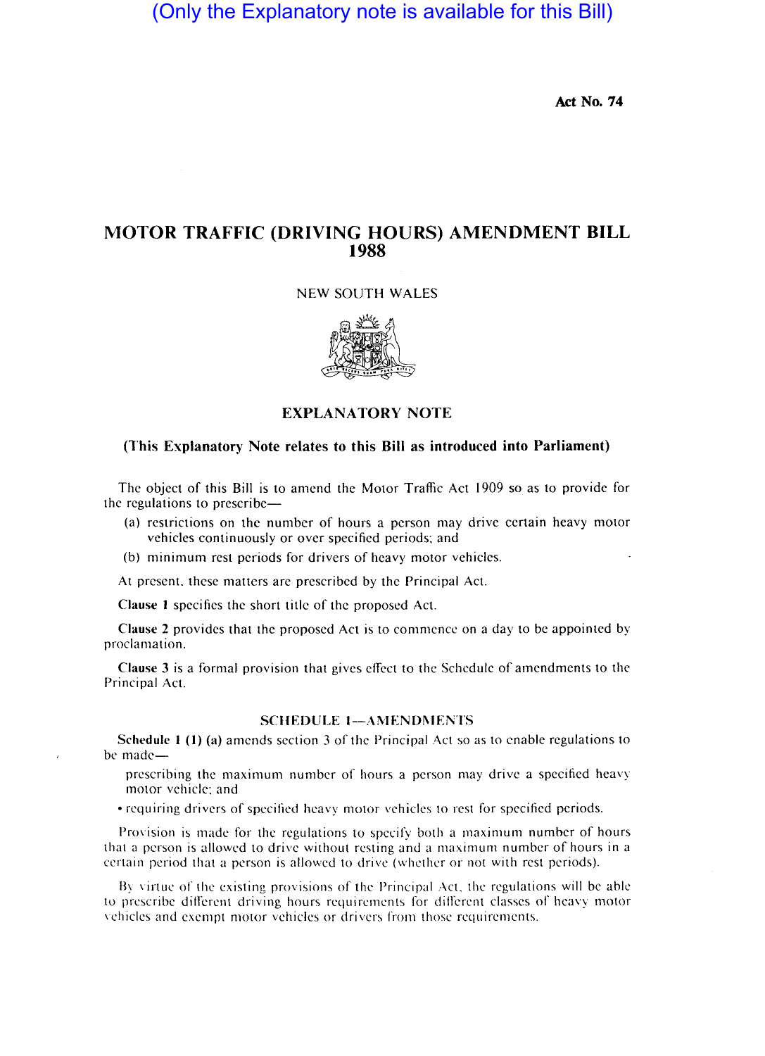(Only the Explanatory note is available for this Bill)

**Act No. 74**

# MOTOR TRAFFIC (DRIVING HOURS) AMENDMENT BILL 1988

NEW SOUTH WALES

## EXPLANATORY NOTE

**(This Explanatory Note relates to this Bill as introduced into Parliament)**

The object of this Bill is to amend the Motor Traffic Act 1909 so as to provide for the regulations to prescribe—

(a) restrictions on the number of hours a person may drive certain heavy motor vehicles continuously or over specified periods; and

(b) minimum rest periods for drivers of heavy motor vehicles.

At present, these matters are prescribed by the Principal Act.

**Clause 1** specifies the short title of the proposed Act.

**Clause 2** provides that the proposed Act is to commence on a day to be appointed by proclamation.

**Clause 3** is a formal provision that gives effect to the Schedule of amendments to the Principal Act.

### SCHEDULE 1—AMENDMENTS

**Schedule 1 (1) (a)** amends section 3 of the Principal Act so as to enable regulations to be made—

- prescribing the maximum number of hours a person may drive a specified heavy motor vehicle; and
- requiring drivers of specified heavy motor vehicles to rest for specified periods.

Provision is made for the regulations to specify both a maximum number of hours that a person is allowed to drive without resting and a maximum number of hours in a certain period that a person is allowed to drive (whether or not with rest periods).

By virtue of the existing provisions of the Principal Act, the regulations will be able to prescribe different driving hours requirements for different classes of heavy motor vehicles and exempt motor vehicles or drivers from those requirements.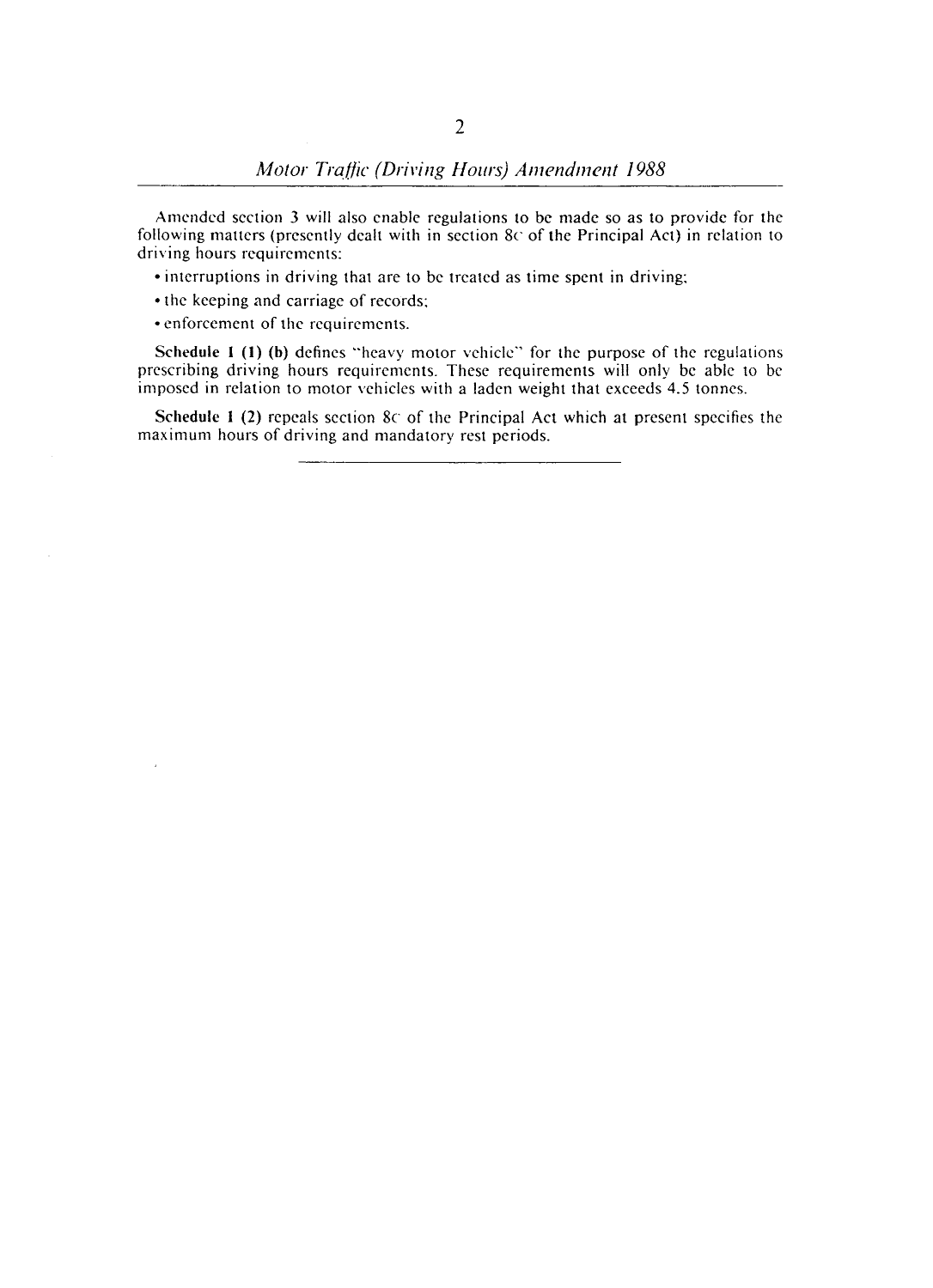Amended section 3 will also enable regulations to be made so as to provide for the following matters (presently dealt with in section 8c of the Principal Act) in relation to driving hours requirements:

- interruptions in driving that are to be treated as time spent in driving;
- the keeping and carriage of records;
- enforcement of the requirements.

**Schedule 1 (1) (b)** defines "heavy motor vehicle" for the purpose of the regulations prescribing driving hours requirements. These requirements will only be able to be imposed in relation to motor vehicles with a laden weight that exceeds 4.5 tonnes.

**Schedule 1 (2)** repeals section 8c of the Principal Act which at present specifies the maximum hours of driving and mandatory rest periods.